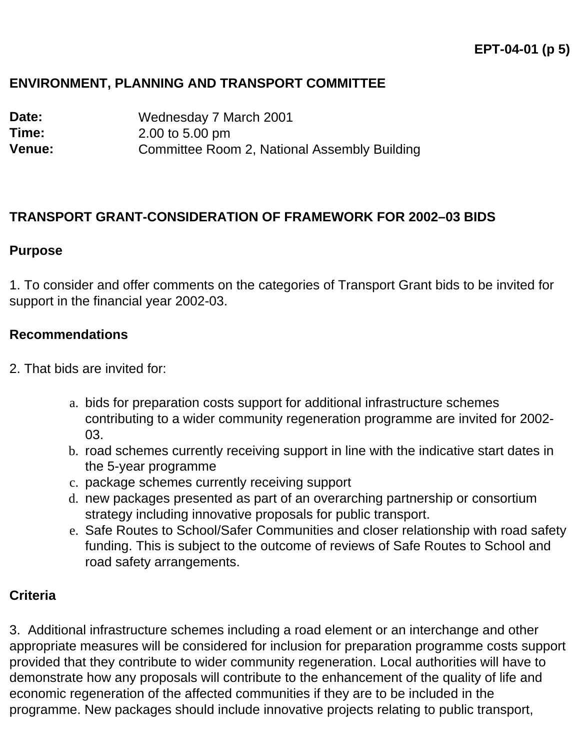**EPT-04-01 (p 5)**

**ENVIRONMENT, PLANNING AND TRANSPORT COMMITTEE**

**Date:** Wednesday 7 March 2001
**Time:** 2.00 to 5.00 pm
**Venue:** Committee Room 2, National Assembly Building

**TRANSPORT GRANT-CONSIDERATION OF FRAMEWORK FOR 2002–03 BIDS**

**Purpose**

1. To consider and offer comments on the categories of Transport Grant bids to be invited for support in the financial year 2002-03.

**Recommendations**

2. That bids are invited for:

a. bids for preparation costs support for additional infrastructure schemes contributing to a wider community regeneration programme are invited for 2002-03.
b. road schemes currently receiving support in line with the indicative start dates in the 5-year programme
c. package schemes currently receiving support
d. new packages presented as part of an overarching partnership or consortium strategy including innovative proposals for public transport.
e. Safe Routes to School/Safer Communities and closer relationship with road safety funding. This is subject to the outcome of reviews of Safe Routes to School and road safety arrangements.

**Criteria**

3. Additional infrastructure schemes including a road element or an interchange and other appropriate measures will be considered for inclusion for preparation programme costs support provided that they contribute to wider community regeneration. Local authorities will have to demonstrate how any proposals will contribute to the enhancement of the quality of life and economic regeneration of the affected communities if they are to be included in the programme. New packages should include innovative projects relating to public transport,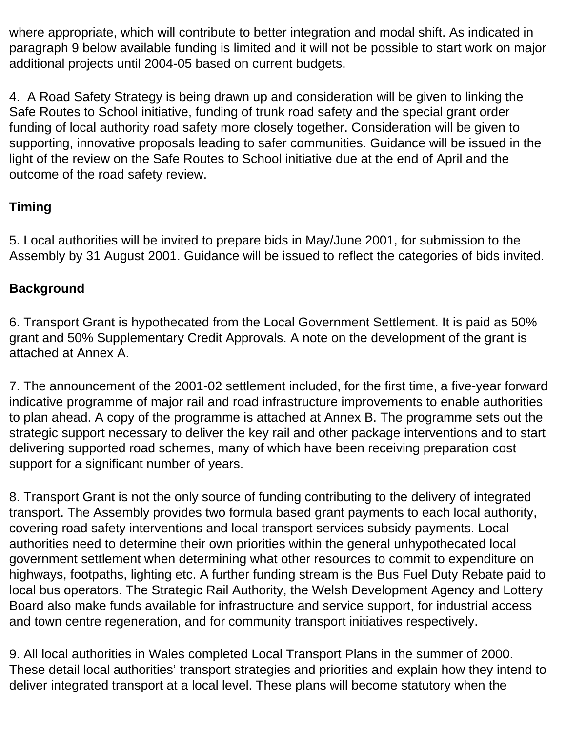where appropriate, which will contribute to better integration and modal shift. As indicated in paragraph 9 below available funding is limited and it will not be possible to start work on major additional projects until 2004-05 based on current budgets.

4. A Road Safety Strategy is being drawn up and consideration will be given to linking the Safe Routes to School initiative, funding of trunk road safety and the special grant order funding of local authority road safety more closely together. Consideration will be given to supporting, innovative proposals leading to safer communities. Guidance will be issued in the light of the review on the Safe Routes to School initiative due at the end of April and the outcome of the road safety review.

**Timing**

5. Local authorities will be invited to prepare bids in May/June 2001, for submission to the Assembly by 31 August 2001. Guidance will be issued to reflect the categories of bids invited.

**Background**

6. Transport Grant is hypothecated from the Local Government Settlement. It is paid as 50% grant and 50% Supplementary Credit Approvals. A note on the development of the grant is attached at Annex A.

7. The announcement of the 2001-02 settlement included, for the first time, a five-year forward indicative programme of major rail and road infrastructure improvements to enable authorities to plan ahead. A copy of the programme is attached at Annex B. The programme sets out the strategic support necessary to deliver the key rail and other package interventions and to start delivering supported road schemes, many of which have been receiving preparation cost support for a significant number of years.

8. Transport Grant is not the only source of funding contributing to the delivery of integrated transport. The Assembly provides two formula based grant payments to each local authority, covering road safety interventions and local transport services subsidy payments. Local authorities need to determine their own priorities within the general unhypothecated local government settlement when determining what other resources to commit to expenditure on highways, footpaths, lighting etc. A further funding stream is the Bus Fuel Duty Rebate paid to local bus operators. The Strategic Rail Authority, the Welsh Development Agency and Lottery Board also make funds available for infrastructure and service support, for industrial access and town centre regeneration, and for community transport initiatives respectively.

9. All local authorities in Wales completed Local Transport Plans in the summer of 2000. These detail local authorities' transport strategies and priorities and explain how they intend to deliver integrated transport at a local level. These plans will become statutory when the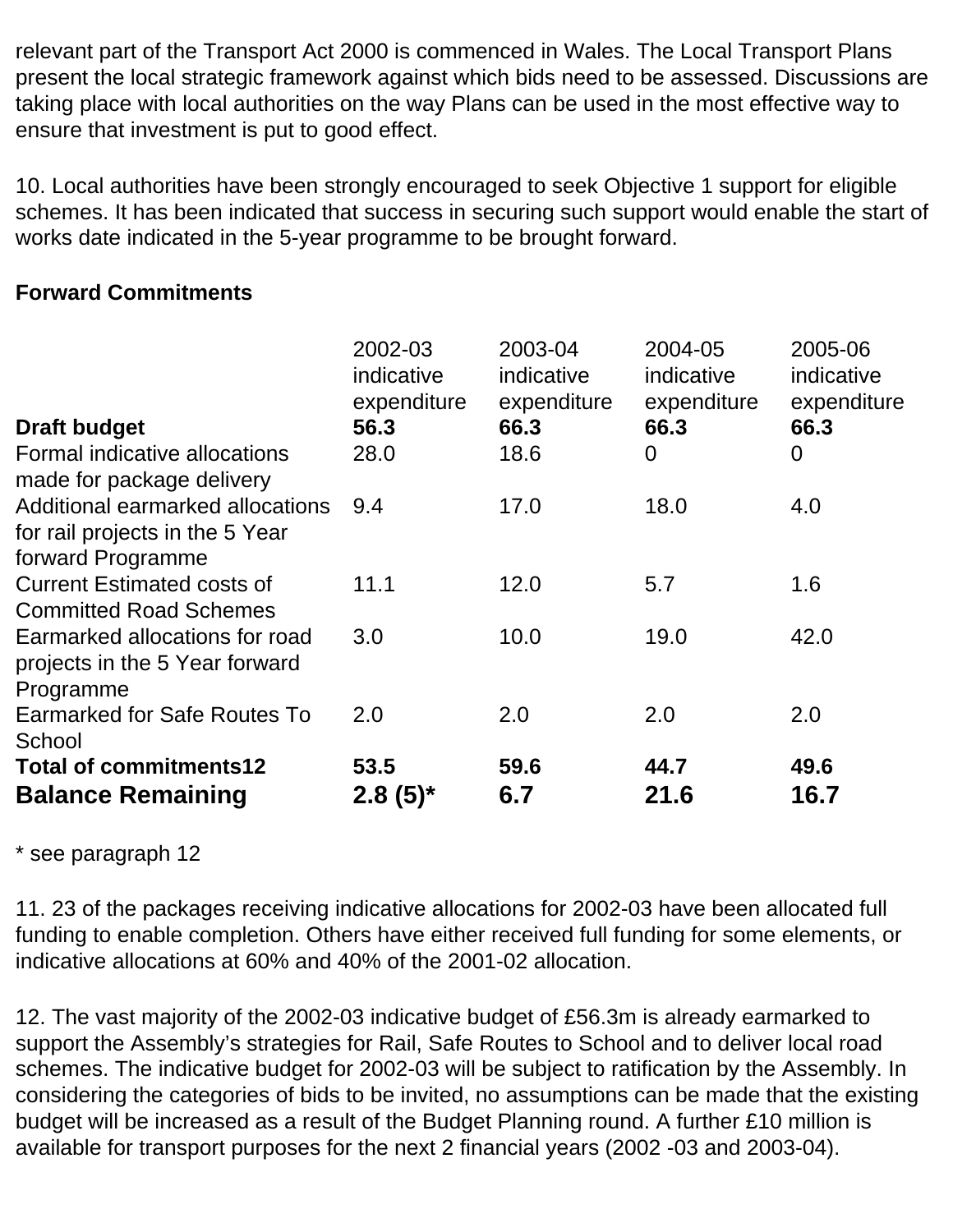relevant part of the Transport Act 2000 is commenced in Wales. The Local Transport Plans present the local strategic framework against which bids need to be assessed. Discussions are taking place with local authorities on the way Plans can be used in the most effective way to ensure that investment is put to good effect.

10. Local authorities have been strongly encouraged to seek Objective 1 support for eligible schemes. It has been indicated that success in securing such support would enable the start of works date indicated in the 5-year programme to be brought forward.

**Forward Commitments**

| | 2002-03 indicative expenditure | 2003-04 indicative expenditure | 2004-05 indicative expenditure | 2005-06 indicative expenditure |
|---|---|---|---|---|
| **Draft budget** | **56.3** | **66.3** | **66.3** | **66.3** |
| Formal indicative allocations made for package delivery | 28.0 | 18.6 | 0 | 0 |
| Additional earmarked allocations for rail projects in the 5 Year forward Programme | 9.4 | 17.0 | 18.0 | 4.0 |
| Current Estimated costs of Committed Road Schemes | 11.1 | 12.0 | 5.7 | 1.6 |
| Earmarked allocations for road projects in the 5 Year forward Programme | 3.0 | 10.0 | 19.0 | 42.0 |
| Earmarked for Safe Routes To School | 2.0 | 2.0 | 2.0 | 2.0 |
| **Total of commitments12** | **53.5** | **59.6** | **44.7** | **49.6** |
| **Balance Remaining** | **2.8 (5)*** | **6.7** | **21.6** | **16.7** |

* see paragraph 12

11. 23 of the packages receiving indicative allocations for 2002-03 have been allocated full funding to enable completion. Others have either received full funding for some elements, or indicative allocations at 60% and 40% of the 2001-02 allocation.

12. The vast majority of the 2002-03 indicative budget of £56.3m is already earmarked to support the Assembly's strategies for Rail, Safe Routes to School and to deliver local road schemes. The indicative budget for 2002-03 will be subject to ratification by the Assembly. In considering the categories of bids to be invited, no assumptions can be made that the existing budget will be increased as a result of the Budget Planning round. A further £10 million is available for transport purposes for the next 2 financial years (2002 -03 and 2003-04).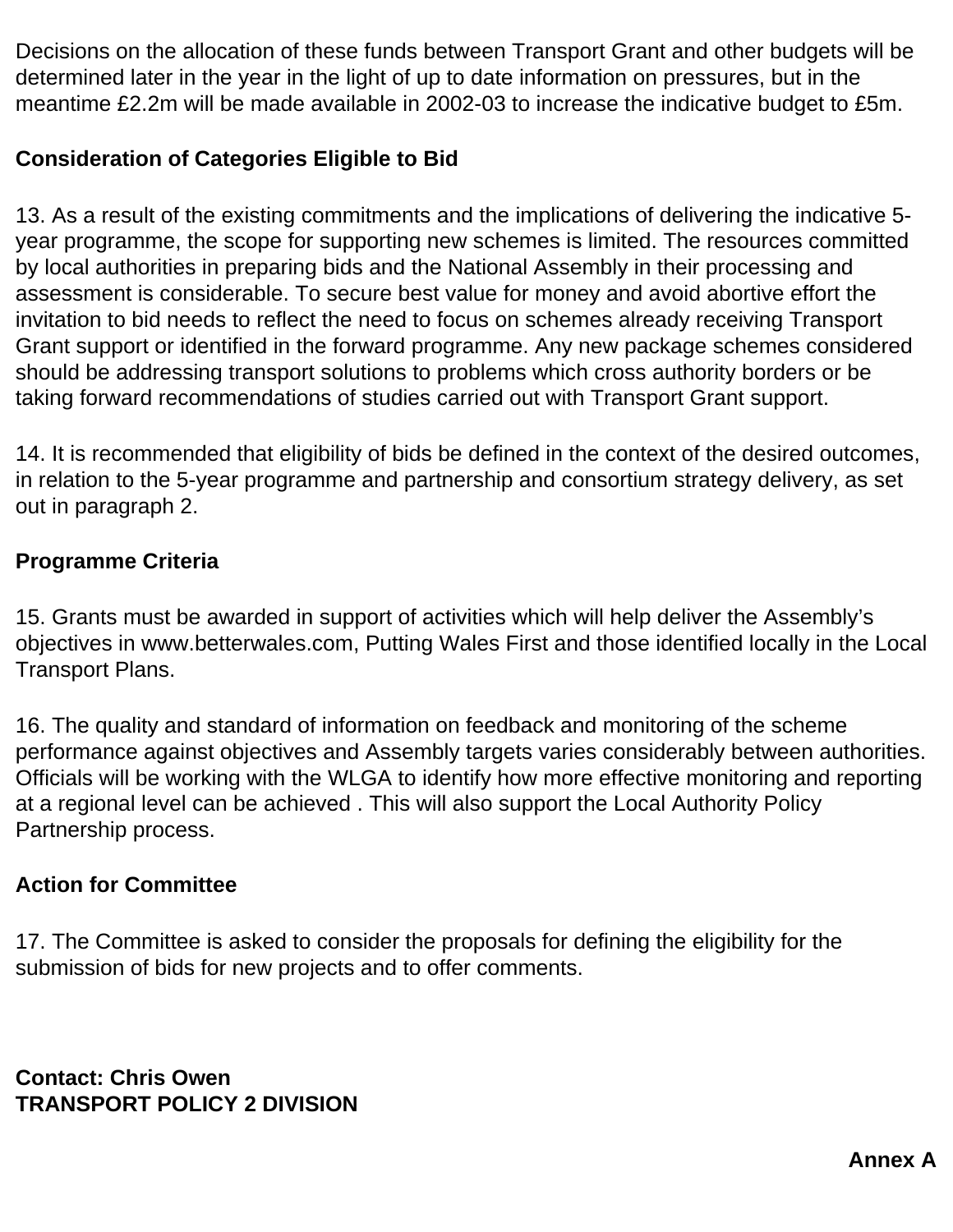Decisions on the allocation of these funds between Transport Grant and other budgets will be determined later in the year in the light of up to date information on pressures, but in the meantime £2.2m will be made available in 2002-03 to increase the indicative budget to £5m.

**Consideration of Categories Eligible to Bid**

13. As a result of the existing commitments and the implications of delivering the indicative 5-year programme, the scope for supporting new schemes is limited. The resources committed by local authorities in preparing bids and the National Assembly in their processing and assessment is considerable. To secure best value for money and avoid abortive effort the invitation to bid needs to reflect the need to focus on schemes already receiving Transport Grant support or identified in the forward programme. Any new package schemes considered should be addressing transport solutions to problems which cross authority borders or be taking forward recommendations of studies carried out with Transport Grant support.

14. It is recommended that eligibility of bids be defined in the context of the desired outcomes, in relation to the 5-year programme and partnership and consortium strategy delivery, as set out in paragraph 2.

**Programme Criteria**

15. Grants must be awarded in support of activities which will help deliver the Assembly's objectives in www.betterwales.com, Putting Wales First and those identified locally in the Local Transport Plans.

16. The quality and standard of information on feedback and monitoring of the scheme performance against objectives and Assembly targets varies considerably between authorities. Officials will be working with the WLGA to identify how more effective monitoring and reporting at a regional level can be achieved . This will also support the Local Authority Policy Partnership process.

**Action for Committee**

17. The Committee is asked to consider the proposals for defining the eligibility for the submission of bids for new projects and to offer comments.

**Contact: Chris Owen**
**TRANSPORT POLICY 2 DIVISION**

**Annex A**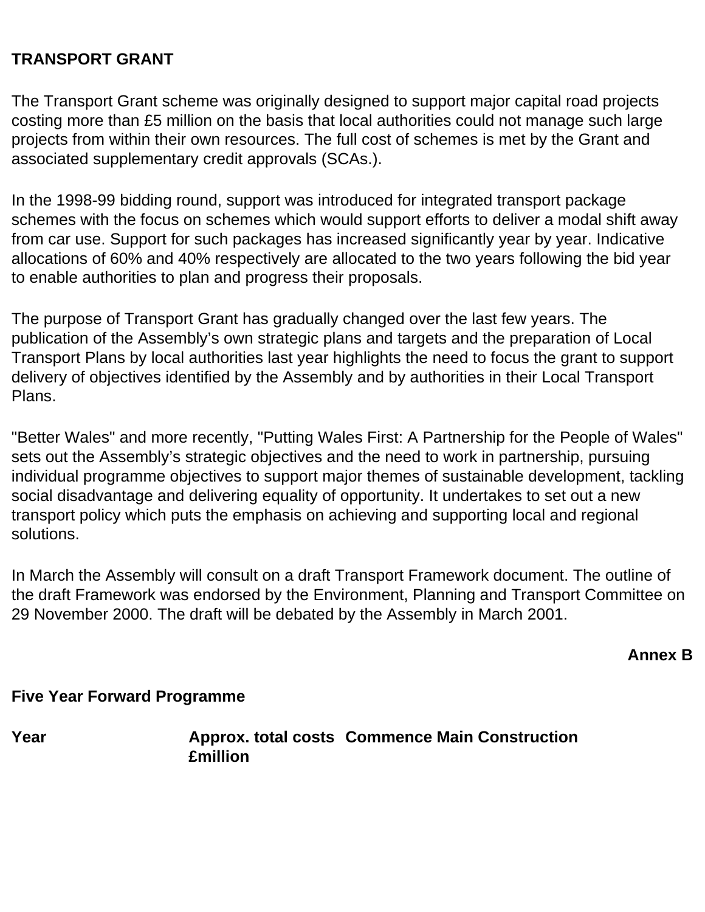## TRANSPORT GRANT

The Transport Grant scheme was originally designed to support major capital road projects costing more than £5 million on the basis that local authorities could not manage such large projects from within their own resources. The full cost of schemes is met by the Grant and associated supplementary credit approvals (SCAs.).

In the 1998-99 bidding round, support was introduced for integrated transport package schemes with the focus on schemes which would support efforts to deliver a modal shift away from car use. Support for such packages has increased significantly year by year. Indicative allocations of 60% and 40% respectively are allocated to the two years following the bid year to enable authorities to plan and progress their proposals.

The purpose of Transport Grant has gradually changed over the last few years. The publication of the Assembly's own strategic plans and targets and the preparation of Local Transport Plans by local authorities last year highlights the need to focus the grant to support delivery of objectives identified by the Assembly and by authorities in their Local Transport Plans.

"Better Wales" and more recently, "Putting Wales First: A Partnership for the People of Wales" sets out the Assembly's strategic objectives and the need to work in partnership, pursuing individual programme objectives to support major themes of sustainable development, tackling social disadvantage and delivering equality of opportunity. It undertakes to set out a new transport policy which puts the emphasis on achieving and supporting local and regional solutions.

In March the Assembly will consult on a draft Transport Framework document. The outline of the draft Framework was endorsed by the Environment, Planning and Transport Committee on 29 November 2000. The draft will be debated by the Assembly in March 2001.

**Annex B**

## Five Year Forward Programme

| Year | Approx. total costs £million | Commence Main Construction |
| --- | --- | --- |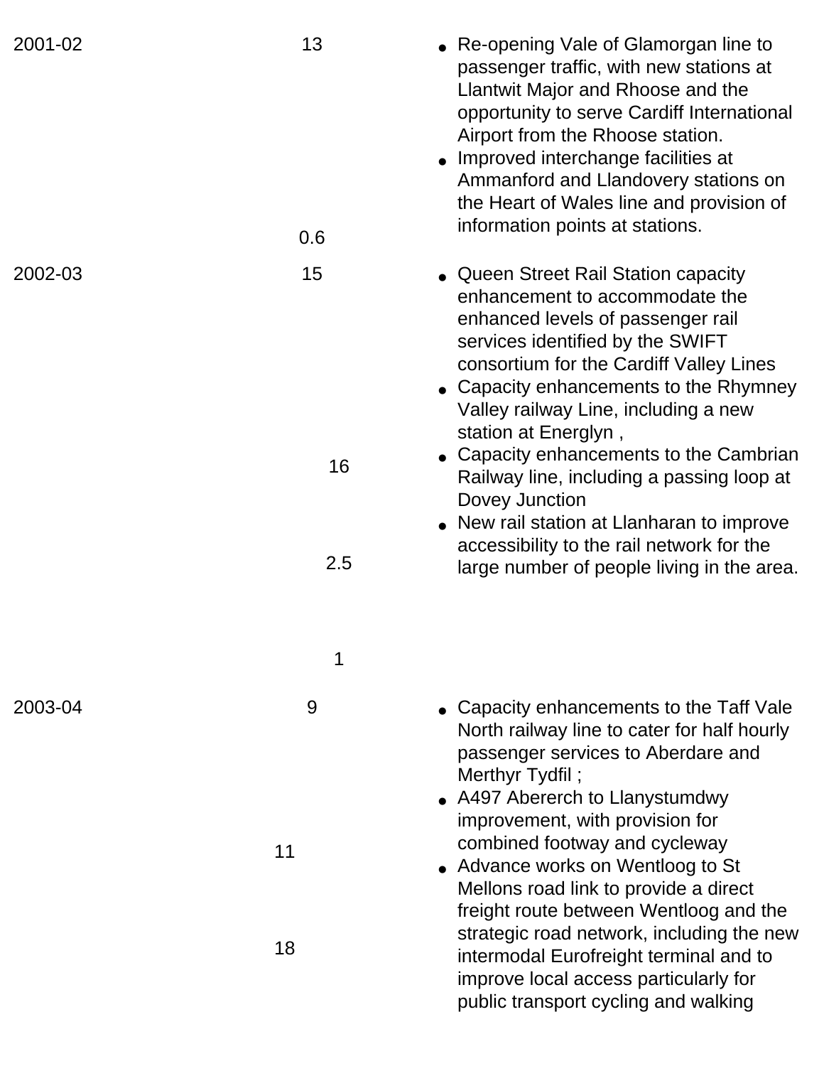| | | |
|---|---|---|
| 2001-02 | 13<br><br>0.6 | • Re-opening Vale of Glamorgan line to passenger traffic, with new stations at Llantwit Major and Rhoose and the opportunity to serve Cardiff International Airport from the Rhoose station.<br>• Improved interchange facilities at Ammanford and Llandovery stations on the Heart of Wales line and provision of information points at stations. |
| 2002-03 | 15<br><br>16<br><br>2.5<br><br>1 | • Queen Street Rail Station capacity enhancement to accommodate the enhanced levels of passenger rail services identified by the SWIFT consortium for the Cardiff Valley Lines<br>• Capacity enhancements to the Rhymney Valley railway Line, including a new station at Energlyn ,<br>• Capacity enhancements to the Cambrian Railway line, including a passing loop at Dovey Junction<br>• New rail station at Llanharan to improve accessibility to the rail network for the large number of people living in the area. |
| 2003-04 | 9<br><br>11<br><br>18 | • Capacity enhancements to the Taff Vale North railway line to cater for half hourly passenger services to Aberdare and Merthyr Tydfil ;<br>• A497 Abererch to Llanystumdwy improvement, with provision for combined footway and cycleway<br>• Advance works on Wentloog to St Mellons road link to provide a direct freight route between Wentloog and the strategic road network, including the new intermodal Eurofreight terminal and to improve local access particularly for public transport cycling and walking |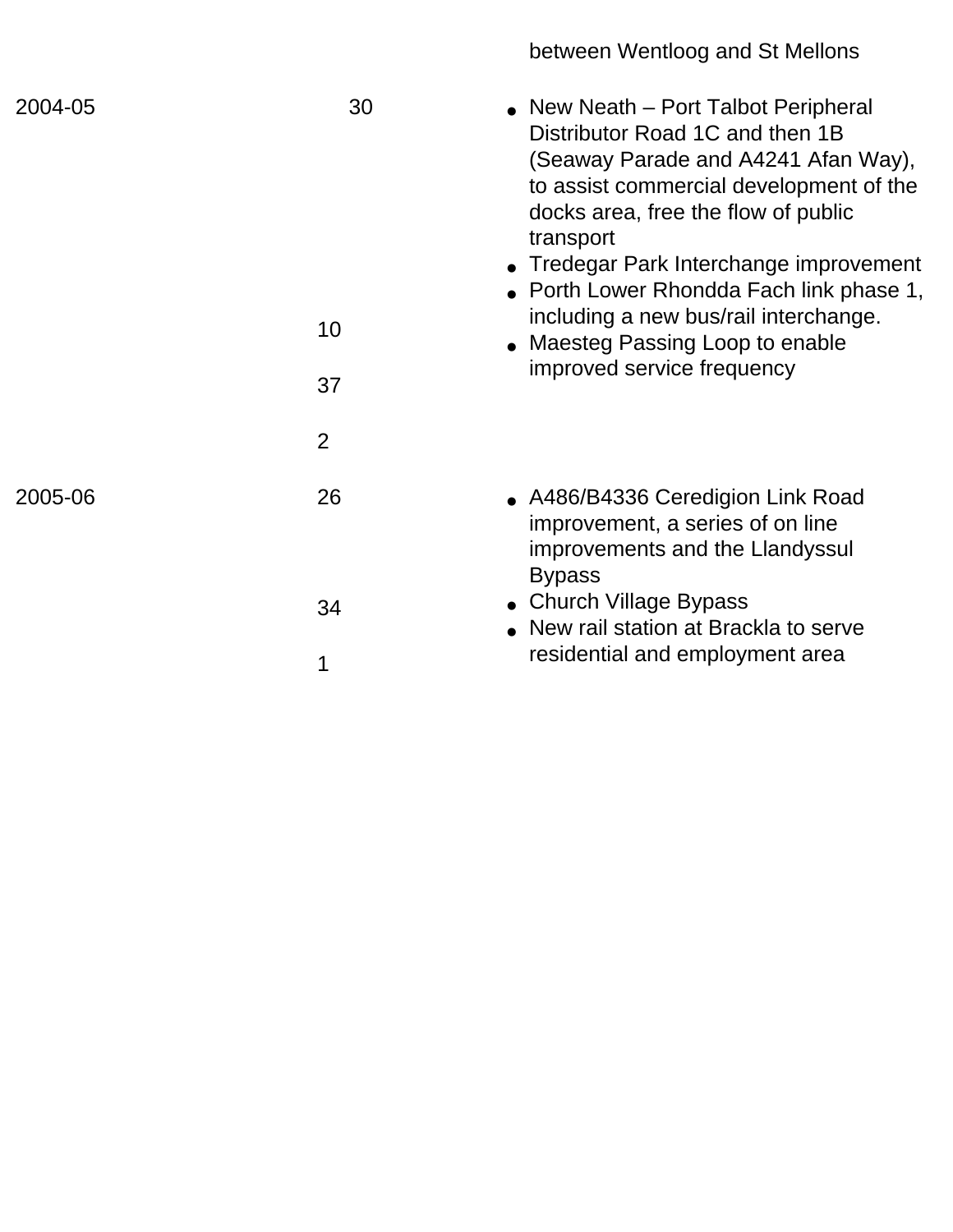| | | |
|---|---|---|
| | | between Wentloog and St Mellons |
| 2004-05 | 30 | • New Neath – Port Talbot Peripheral Distributor Road 1C and then 1B (Seaway Parade and A4241 Afan Way), to assist commercial development of the docks area, free the flow of public transport |
| | 10 | • Tredegar Park Interchange improvement |
| | 37 | • Porth Lower Rhondda Fach link phase 1, including a new bus/rail interchange. |
| | 2 | • Maesteg Passing Loop to enable improved service frequency |
| 2005-06 | 26 | • A486/B4336 Ceredigion Link Road improvement, a series of on line improvements and the Llandyssul Bypass |
| | 34 | • Church Village Bypass |
| | 1 | • New rail station at Brackla to serve residential and employment area |